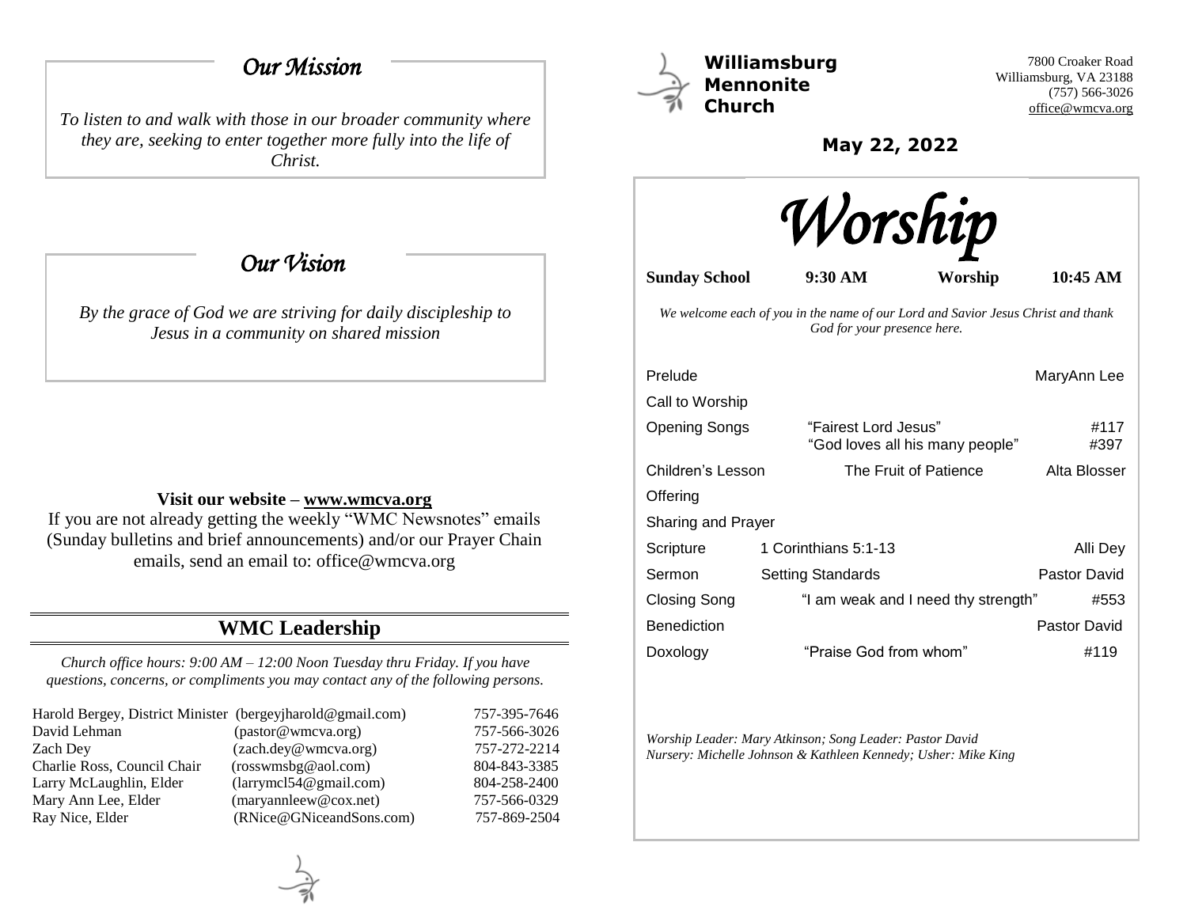## *Our Mission*

*To listen to and walk with those in our broader community where they are, seeking to enter together more fully into the life of Christ.*

## *Our Vision*

*By the grace of God we are striving for daily discipleship to Jesus in a community on shared mission*

**Visit our website – www.wmcva.org**

If you are not already getting the weekly "WMC Newsnotes" emails (Sunday bulletins and brief announcements) and/or our Prayer Chain emails, send an email to: office@wmcva.org

## WMC Leadership

*Church office hours: 9:00 AM – 12:00 Noon Tuesday thru Friday. If you have questions, concerns, or compliments you may contact any of the following persons.*

| | | |
|---|---|---|
| Harold Bergey, District Minister | (bergeyjharold@gmail.com) | 757-395-7646 |
| David Lehman | (pastor@wmcva.org) | 757-566-3026 |
| Zach Dey | (zach.dey@wmcva.org) | 757-272-2214 |
| Charlie Ross, Council Chair | (rosswmsbg@aol.com) | 804-843-3385 |
| Larry McLaughlin, Elder | (larrymcl54@gmail.com) | 804-258-2400 |
| Mary Ann Lee, Elder | (maryannleew@cox.net) | 757-566-0329 |
| Ray Nice, Elder | (RNice@GNiceandSons.com) | 757-869-2504 |

**Williamsburg Mennonite Church**

7800 Croaker Road
Williamsburg, VA 23188
(757) 566-3026
office@wmcva.org

**May 22, 2022**

# *Worship*

**Sunday School 9:30 AM Worship 10:45 AM**

*We welcome each of you in the name of our Lord and Savior Jesus Christ and thank God for your presence here.*

| | | |
|---|---|---|
| Prelude | | MaryAnn Lee |
| Call to Worship | | |
| Opening Songs | "Fairest Lord Jesus" | #117 |
| | "God loves all his many people" | #397 |
| Children's Lesson | The Fruit of Patience | Alta Blosser |
| Offering | | |
| Sharing and Prayer | | |
| Scripture | 1 Corinthians 5:1-13 | Alli Dey |
| Sermon | Setting Standards | Pastor David |
| Closing Song | "I am weak and I need thy strength" | #553 |
| Benediction | | Pastor David |
| Doxology | "Praise God from whom" | #119 |

*Worship Leader: Mary Atkinson; Song Leader: Pastor David*
*Nursery: Michelle Johnson & Kathleen Kennedy; Usher: Mike King*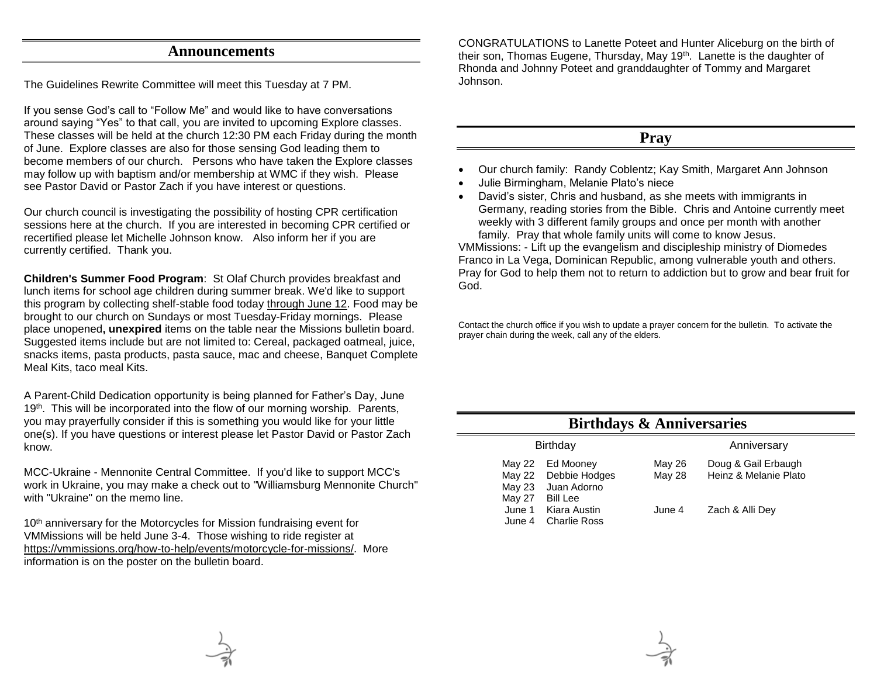## Announcements

The Guidelines Rewrite Committee will meet this Tuesday at 7 PM.

If you sense God's call to "Follow Me" and would like to have conversations around saying "Yes" to that call, you are invited to upcoming Explore classes. These classes will be held at the church 12:30 PM each Friday during the month of June. Explore classes are also for those sensing God leading them to become members of our church. Persons who have taken the Explore classes may follow up with baptism and/or membership at WMC if they wish. Please see Pastor David or Pastor Zach if you have interest or questions.

Our church council is investigating the possibility of hosting CPR certification sessions here at the church. If you are interested in becoming CPR certified or recertified please let Michelle Johnson know. Also inform her if you are currently certified. Thank you.

**Children's Summer Food Program**: St Olaf Church provides breakfast and lunch items for school age children during summer break. We'd like to support this program by collecting shelf-stable food today through June 12. Food may be brought to our church on Sundays or most Tuesday-Friday mornings. Please place unopened**, unexpired** items on the table near the Missions bulletin board. Suggested items include but are not limited to: Cereal, packaged oatmeal, juice, snacks items, pasta products, pasta sauce, mac and cheese, Banquet Complete Meal Kits, taco meal Kits.

A Parent-Child Dedication opportunity is being planned for Father's Day, June 19th. This will be incorporated into the flow of our morning worship. Parents, you may prayerfully consider if this is something you would like for your little one(s). If you have questions or interest please let Pastor David or Pastor Zach know.

MCC-Ukraine - Mennonite Central Committee. If you'd like to support MCC's work in Ukraine, you may make a check out to "Williamsburg Mennonite Church" with "Ukraine" on the memo line.

10th anniversary for the Motorcycles for Mission fundraising event for VMMissions will be held June 3-4. Those wishing to ride register at https://vmmissions.org/how-to-help/events/motorcycle-for-missions/. More information is on the poster on the bulletin board.

CONGRATULATIONS to Lanette Poteet and Hunter Aliceburg on the birth of their son, Thomas Eugene, Thursday, May 19th. Lanette is the daughter of Rhonda and Johnny Poteet and granddaughter of Tommy and Margaret Johnson.

## Pray

- Our church family: Randy Coblentz; Kay Smith, Margaret Ann Johnson
- Julie Birmingham, Melanie Plato's niece
- David's sister, Chris and husband, as she meets with immigrants in Germany, reading stories from the Bible. Chris and Antoine currently meet weekly with 3 different family groups and once per month with another family. Pray that whole family units will come to know Jesus.

VMMissions: - Lift up the evangelism and discipleship ministry of Diomedes Franco in La Vega, Dominican Republic, among vulnerable youth and others. Pray for God to help them not to return to addiction but to grow and bear fruit for God.

Contact the church office if you wish to update a prayer concern for the bulletin. To activate the prayer chain during the week, call any of the elders.

## Birthdays & Anniversaries

| Birthday | | Anniversary | |
|---|---|---|---|
| May 22 | Ed Mooney | May 26 | Doug & Gail Erbaugh |
| May 22 | Debbie Hodges | May 28 | Heinz & Melanie Plato |
| May 23 | Juan Adorno | | |
| May 27 | Bill Lee | | |
| June 1 | Kiara Austin | June 4 | Zach & Alli Dey |
| June 4 | Charlie Ross | | |